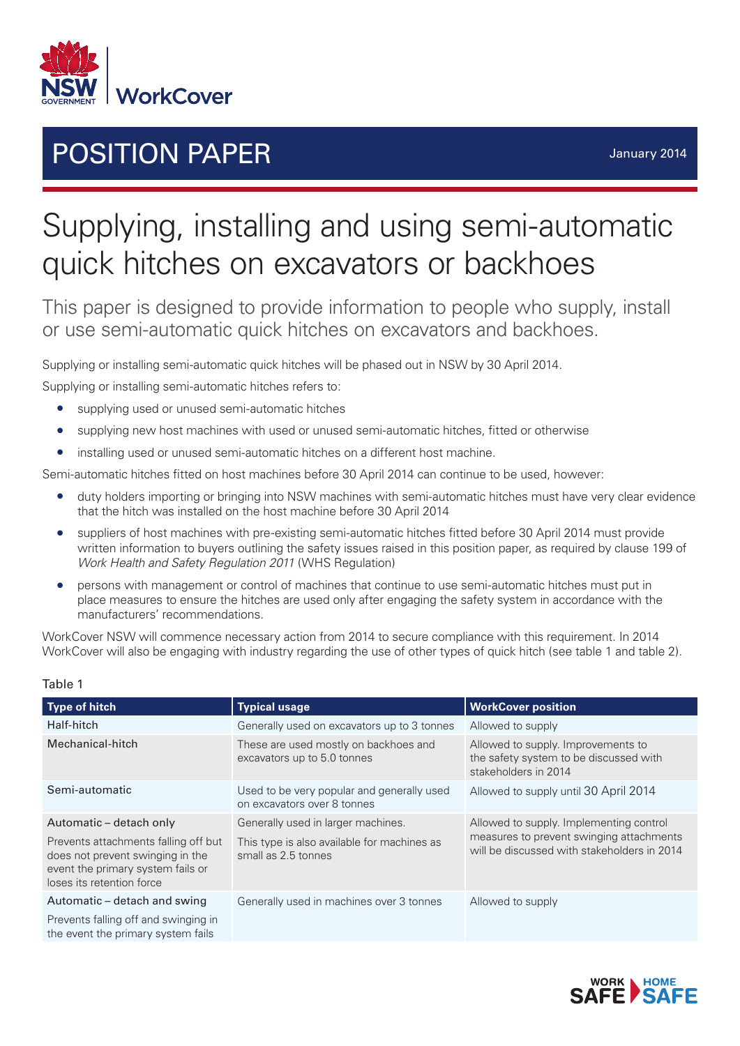POSITION PAPER

January 2014

# Supplying, installing and using semi-automatic quick hitches on excavators or backhoes

## This paper is designed to provide information to people who supply, install or use semi-automatic quick hitches on excavators and backhoes.

Supplying or installing semi-automatic quick hitches will be phased out in NSW by 30 April 2014.

Supplying or installing semi-automatic hitches refers to:

- supplying used or unused semi-automatic hitches
- supplying new host machines with used or unused semi-automatic hitches, fitted or otherwise
- installing used or unused semi-automatic hitches on a different host machine.

Semi-automatic hitches fitted on host machines before 30 April 2014 can continue to be used, however:

- duty holders importing or bringing into NSW machines with semi-automatic hitches must have very clear evidence that the hitch was installed on the host machine before 30 April 2014
- suppliers of host machines with pre-existing semi-automatic hitches fitted before 30 April 2014 must provide written information to buyers outlining the safety issues raised in this position paper, as required by clause 199 of *Work Health and Safety Regulation 2011* (WHS Regulation)
- persons with management or control of machines that continue to use semi-automatic hitches must put in place measures to ensure the hitches are used only after engaging the safety system in accordance with the manufacturers' recommendations.

WorkCover NSW will commence necessary action from 2014 to secure compliance with this requirement. In 2014 WorkCover will also be engaging with industry regarding the use of other types of quick hitch (see table 1 and table 2).

Table 1

| Type of hitch | Typical usage | WorkCover position |
|---|---|---|
| Half-hitch | Generally used on excavators up to 3 tonnes | Allowed to supply |
| Mechanical-hitch | These are used mostly on backhoes and excavators up to 5.0 tonnes | Allowed to supply. Improvements to the safety system to be discussed with stakeholders in 2014 |
| Semi-automatic | Used to be very popular and generally used on excavators over 8 tonnes | Allowed to supply until 30 April 2014 |
| Automatic – detach only<br><br>Prevents attachments falling off but does not prevent swinging in the event the primary system fails or loses its retention force | Generally used in larger machines.<br><br>This type is also available for machines as small as 2.5 tonnes | Allowed to supply. Implementing control measures to prevent swinging attachments will be discussed with stakeholders in 2014 |
| Automatic – detach and swing<br><br>Prevents falling off and swinging in the event the primary system fails | Generally used in machines over 3 tonnes | Allowed to supply |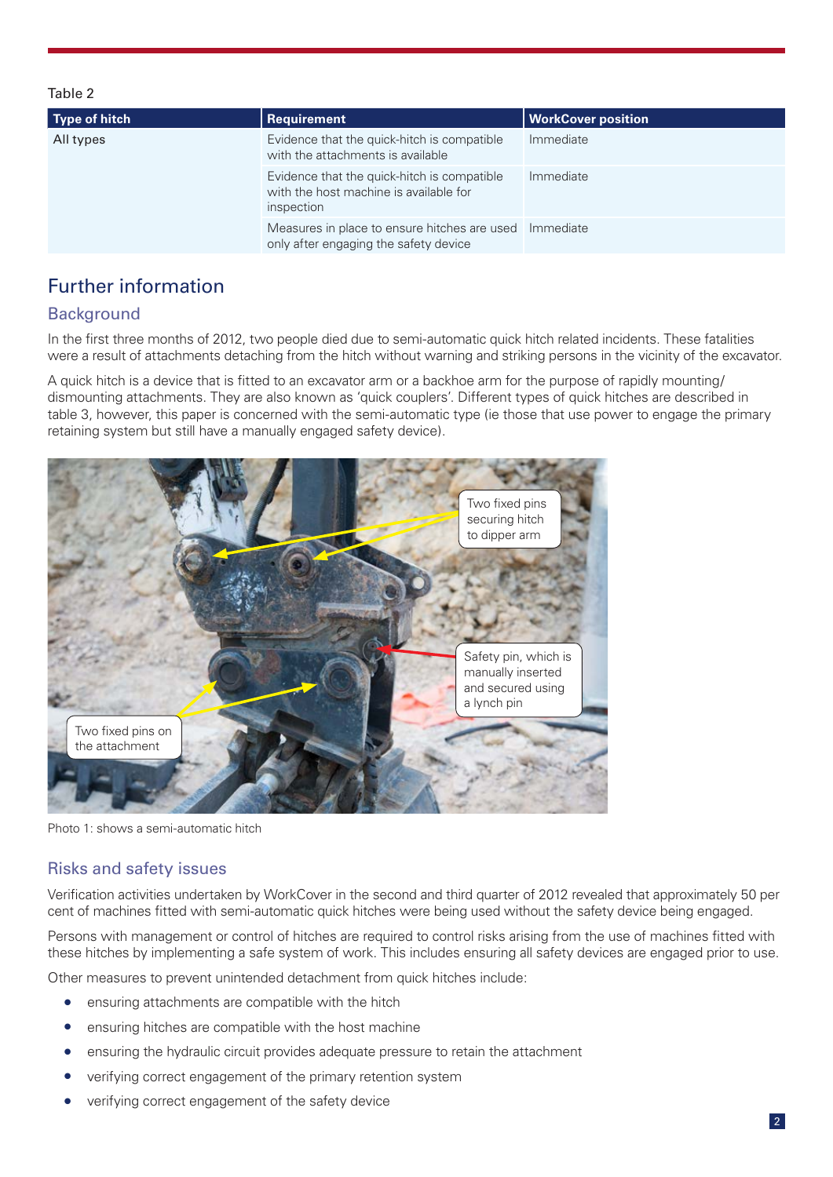Table 2

| Type of hitch | Requirement | WorkCover position |
|---|---|---|
| All types | Evidence that the quick-hitch is compatible with the attachments is available | Immediate |
| | Evidence that the quick-hitch is compatible with the host machine is available for inspection | Immediate |
| | Measures in place to ensure hitches are used only after engaging the safety device | Immediate |

# Further information

## Background

In the first three months of 2012, two people died due to semi-automatic quick hitch related incidents. These fatalities were a result of attachments detaching from the hitch without warning and striking persons in the vicinity of the excavator.

A quick hitch is a device that is fitted to an excavator arm or a backhoe arm for the purpose of rapidly mounting/dismounting attachments. They are also known as 'quick couplers'. Different types of quick hitches are described in table 3, however, this paper is concerned with the semi-automatic type (ie those that use power to engage the primary retaining system but still have a manually engaged safety device).

Two fixed pins securing hitch to dipper arm

Safety pin, which is manually inserted and secured using a lynch pin

Two fixed pins on the attachment

Photo 1: shows a semi-automatic hitch

## Risks and safety issues

Verification activities undertaken by WorkCover in the second and third quarter of 2012 revealed that approximately 50 per cent of machines fitted with semi-automatic quick hitches were being used without the safety device being engaged.

Persons with management or control of hitches are required to control risks arising from the use of machines fitted with these hitches by implementing a safe system of work. This includes ensuring all safety devices are engaged prior to use.

Other measures to prevent unintended detachment from quick hitches include:

- ensuring attachments are compatible with the hitch
- ensuring hitches are compatible with the host machine
- ensuring the hydraulic circuit provides adequate pressure to retain the attachment
- verifying correct engagement of the primary retention system
- verifying correct engagement of the safety device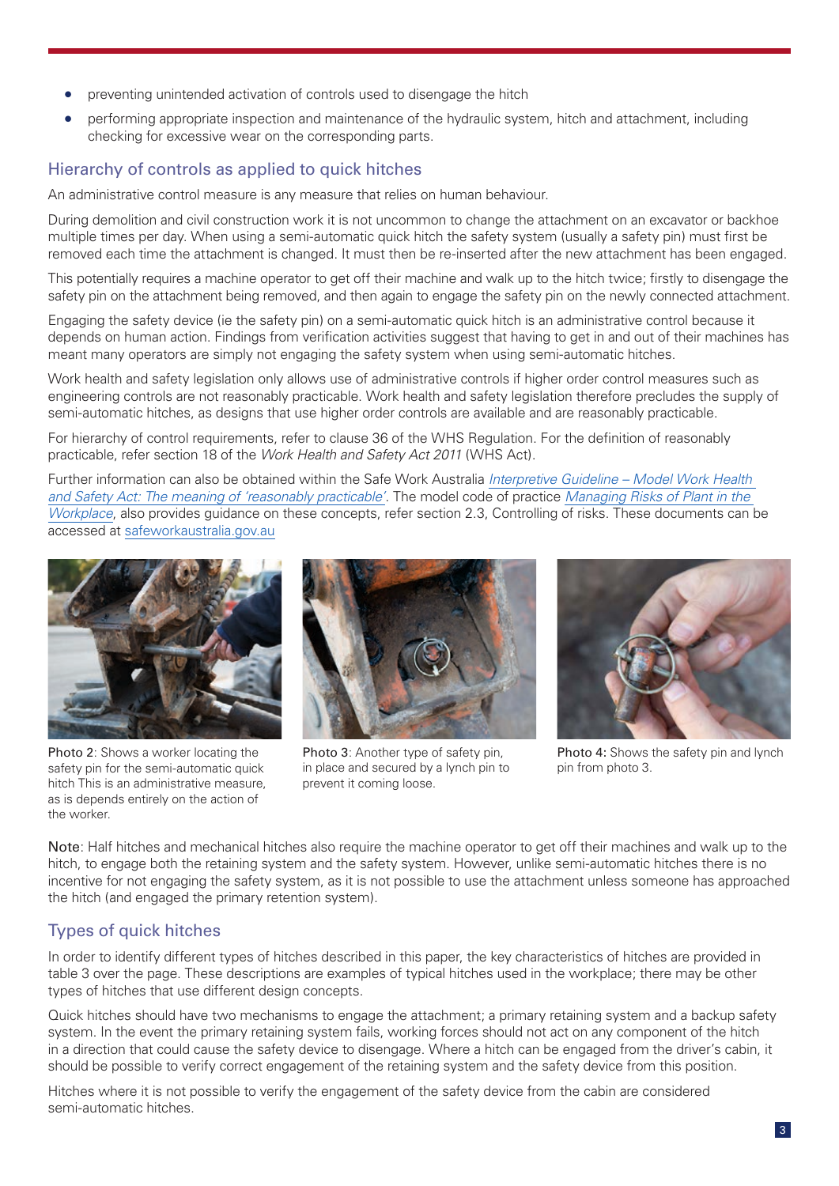- preventing unintended activation of controls used to disengage the hitch
- performing appropriate inspection and maintenance of the hydraulic system, hitch and attachment, including checking for excessive wear on the corresponding parts.

## Hierarchy of controls as applied to quick hitches

An administrative control measure is any measure that relies on human behaviour.

During demolition and civil construction work it is not uncommon to change the attachment on an excavator or backhoe multiple times per day. When using a semi-automatic quick hitch the safety system (usually a safety pin) must first be removed each time the attachment is changed. It must then be re-inserted after the new attachment has been engaged.

This potentially requires a machine operator to get off their machine and walk up to the hitch twice; firstly to disengage the safety pin on the attachment being removed, and then again to engage the safety pin on the newly connected attachment.

Engaging the safety device (ie the safety pin) on a semi-automatic quick hitch is an administrative control because it depends on human action. Findings from verification activities suggest that having to get in and out of their machines has meant many operators are simply not engaging the safety system when using semi-automatic hitches.

Work health and safety legislation only allows use of administrative controls if higher order control measures such as engineering controls are not reasonably practicable. Work health and safety legislation therefore precludes the supply of semi-automatic hitches, as designs that use higher order controls are available and are reasonably practicable.

For hierarchy of control requirements, refer to clause 36 of the WHS Regulation. For the definition of reasonably practicable, refer section 18 of the *Work Health and Safety Act 2011* (WHS Act).

Further information can also be obtained within the Safe Work Australia *Interpretive Guideline – Model Work Health and Safety Act: The meaning of 'reasonably practicable'*. The model code of practice *Managing Risks of Plant in the Workplace*, also provides guidance on these concepts, refer section 2.3, Controlling of risks. These documents can be accessed at safeworkaustralia.gov.au

Photo 2: Shows a worker locating the safety pin for the semi-automatic quick hitch This is an administrative measure, as is depends entirely on the action of the worker.

Photo 3: Another type of safety pin, in place and secured by a lynch pin to prevent it coming loose.

Photo 4: Shows the safety pin and lynch pin from photo 3.

Note: Half hitches and mechanical hitches also require the machine operator to get off their machines and walk up to the hitch, to engage both the retaining system and the safety system. However, unlike semi-automatic hitches there is no incentive for not engaging the safety system, as it is not possible to use the attachment unless someone has approached the hitch (and engaged the primary retention system).

## Types of quick hitches

In order to identify different types of hitches described in this paper, the key characteristics of hitches are provided in table 3 over the page. These descriptions are examples of typical hitches used in the workplace; there may be other types of hitches that use different design concepts.

Quick hitches should have two mechanisms to engage the attachment; a primary retaining system and a backup safety system. In the event the primary retaining system fails, working forces should not act on any component of the hitch in a direction that could cause the safety device to disengage. Where a hitch can be engaged from the driver's cabin, it should be possible to verify correct engagement of the retaining system and the safety device from this position.

Hitches where it is not possible to verify the engagement of the safety device from the cabin are considered semi-automatic hitches.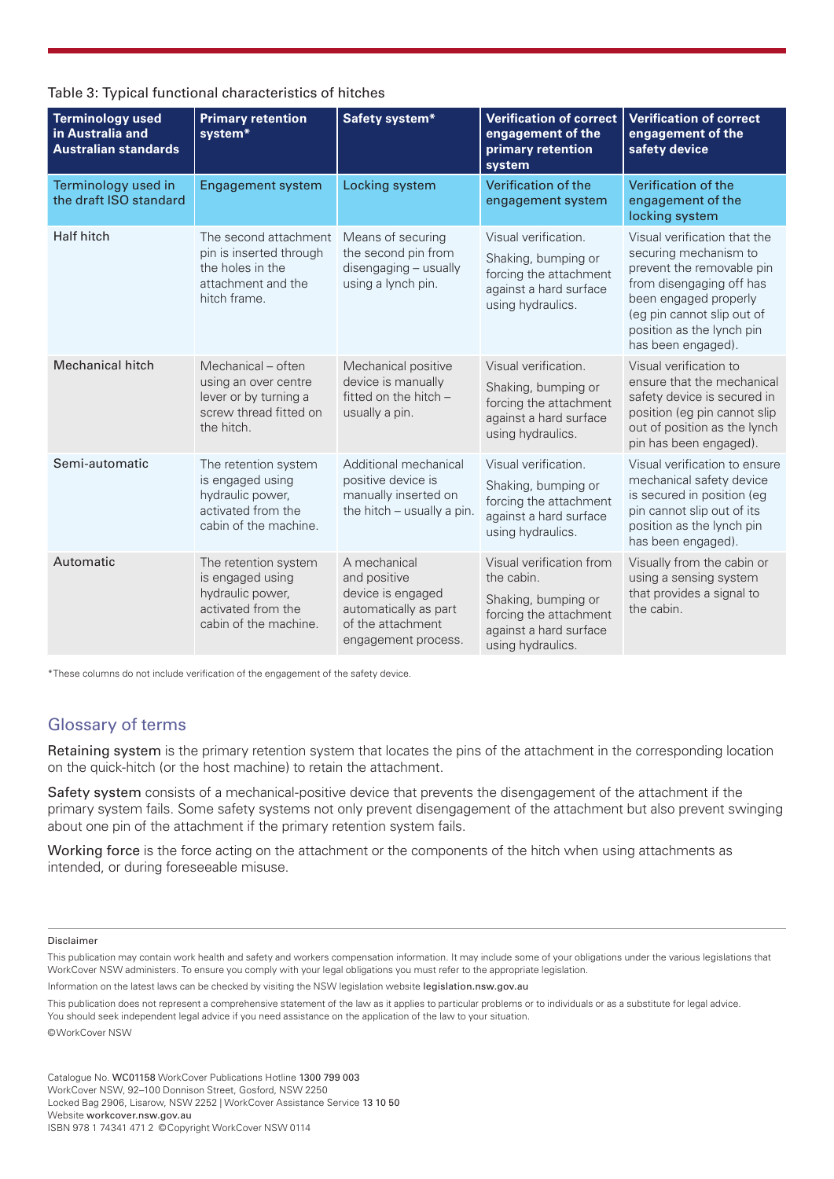Table 3: Typical functional characteristics of hitches

| Terminology used in Australia and Australian standards | Primary retention system* | Safety system* | Verification of correct engagement of the primary retention system | Verification of correct engagement of the safety device |
|---|---|---|---|---|
| Terminology used in the draft ISO standard | Engagement system | Locking system | Verification of the engagement system | Verification of the engagement of the locking system |
| Half hitch | The second attachment pin is inserted through the holes in the attachment and the hitch frame. | Means of securing the second pin from disengaging – usually using a lynch pin. | Visual verification. Shaking, bumping or forcing the attachment against a hard surface using hydraulics. | Visual verification that the securing mechanism to prevent the removable pin from disengaging off has been engaged properly (eg pin cannot slip out of position as the lynch pin has been engaged). |
| Mechanical hitch | Mechanical – often using an over centre lever or by turning a screw thread fitted on the hitch. | Mechanical positive device is manually fitted on the hitch – usually a pin. | Visual verification. Shaking, bumping or forcing the attachment against a hard surface using hydraulics. | Visual verification to ensure that the mechanical safety device is secured in position (eg pin cannot slip out of position as the lynch pin has been engaged). |
| Semi-automatic | The retention system is engaged using hydraulic power, activated from the cabin of the machine. | Additional mechanical positive device is manually inserted on the hitch – usually a pin. | Visual verification. Shaking, bumping or forcing the attachment against a hard surface using hydraulics. | Visual verification to ensure mechanical safety device is secured in position (eg pin cannot slip out of its position as the lynch pin has been engaged). |
| Automatic | The retention system is engaged using hydraulic power, activated from the cabin of the machine. | A mechanical and positive device is engaged automatically as part of the attachment engagement process. | Visual verification from the cabin. Shaking, bumping or forcing the attachment against a hard surface using hydraulics. | Visually from the cabin or using a sensing system that provides a signal to the cabin. |

*These columns do not include verification of the engagement of the safety device.

## Glossary of terms

Retaining system is the primary retention system that locates the pins of the attachment in the corresponding location on the quick-hitch (or the host machine) to retain the attachment.

Safety system consists of a mechanical-positive device that prevents the disengagement of the attachment if the primary system fails. Some safety systems not only prevent disengagement of the attachment but also prevent swinging about one pin of the attachment if the primary retention system fails.

Working force is the force acting on the attachment or the components of the hitch when using attachments as intended, or during foreseeable misuse.

Disclaimer

This publication may contain work health and safety and workers compensation information. It may include some of your obligations under the various legislations that WorkCover NSW administers. To ensure you comply with your legal obligations you must refer to the appropriate legislation.

Information on the latest laws can be checked by visiting the NSW legislation website legislation.nsw.gov.au

This publication does not represent a comprehensive statement of the law as it applies to particular problems or to individuals or as a substitute for legal advice. You should seek independent legal advice if you need assistance on the application of the law to your situation.

©WorkCover NSW

Catalogue No. WC01158 WorkCover Publications Hotline 1300 799 003
WorkCover NSW, 92–100 Donnison Street, Gosford, NSW 2250
Locked Bag 2906, Lisarow, NSW 2252 | WorkCover Assistance Service 13 10 50
Website workcover.nsw.gov.au
ISBN 978 1 74341 471 2 ©Copyright WorkCover NSW 0114